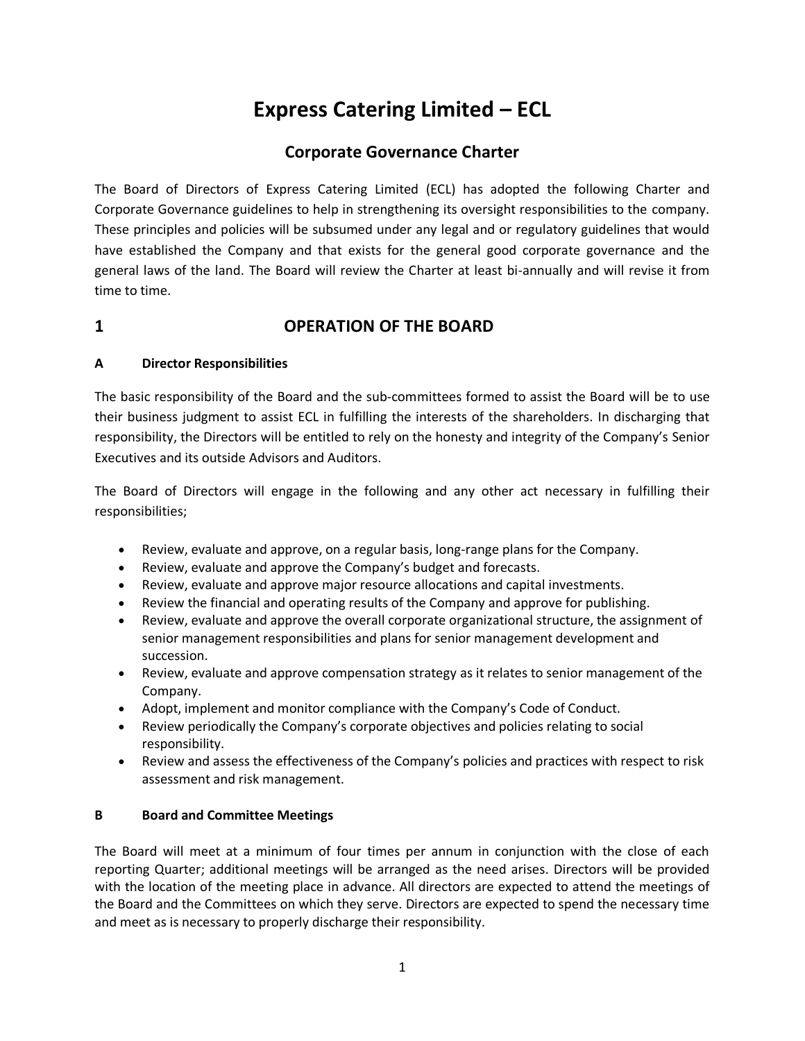# Express Catering Limited – ECL

## Corporate Governance Charter

The Board of Directors of Express Catering Limited (ECL) has adopted the following Charter and Corporate Governance guidelines to help in strengthening its oversight responsibilities to the company. These principles and policies will be subsumed under any legal and or regulatory guidelines that would have established the Company and that exists for the general good corporate governance and the general laws of the land. The Board will review the Charter at least bi-annually and will revise it from time to time.

## 1 OPERATION OF THE BOARD

### A Director Responsibilities

The basic responsibility of the Board and the sub-committees formed to assist the Board will be to use their business judgment to assist ECL in fulfilling the interests of the shareholders. In discharging that responsibility, the Directors will be entitled to rely on the honesty and integrity of the Company's Senior Executives and its outside Advisors and Auditors.

The Board of Directors will engage in the following and any other act necessary in fulfilling their responsibilities;

- Review, evaluate and approve, on a regular basis, long-range plans for the Company.
- Review, evaluate and approve the Company's budget and forecasts.
- Review, evaluate and approve major resource allocations and capital investments.
- Review the financial and operating results of the Company and approve for publishing.
- Review, evaluate and approve the overall corporate organizational structure, the assignment of senior management responsibilities and plans for senior management development and succession.
- Review, evaluate and approve compensation strategy as it relates to senior management of the Company.
- Adopt, implement and monitor compliance with the Company's Code of Conduct.
- Review periodically the Company's corporate objectives and policies relating to social responsibility.
- Review and assess the effectiveness of the Company's policies and practices with respect to risk assessment and risk management.

### B Board and Committee Meetings

The Board will meet at a minimum of four times per annum in conjunction with the close of each reporting Quarter; additional meetings will be arranged as the need arises. Directors will be provided with the location of the meeting place in advance. All directors are expected to attend the meetings of the Board and the Committees on which they serve. Directors are expected to spend the necessary time and meet as is necessary to properly discharge their responsibility.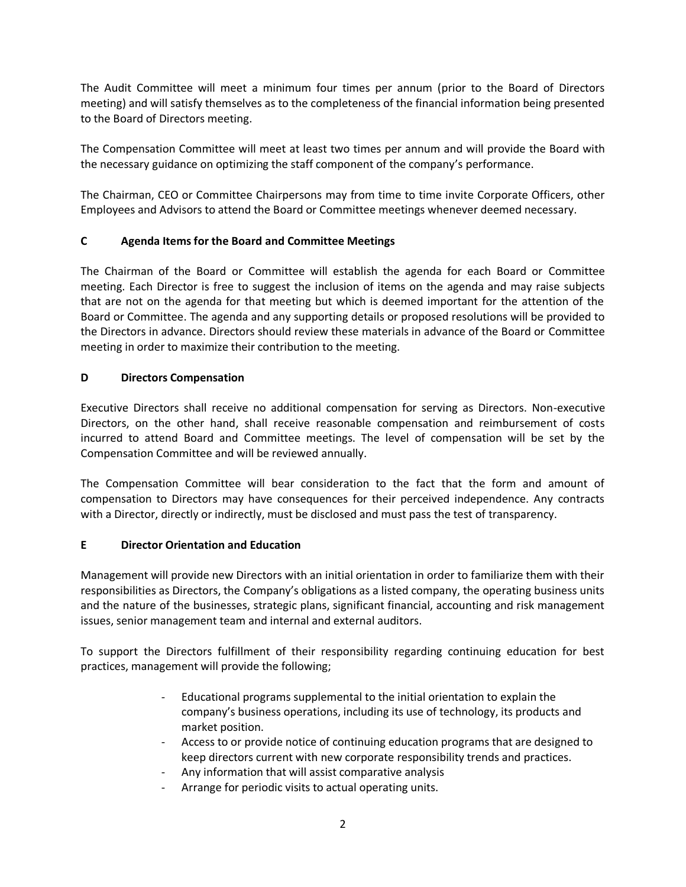The Audit Committee will meet a minimum four times per annum (prior to the Board of Directors meeting) and will satisfy themselves as to the completeness of the financial information being presented to the Board of Directors meeting.

The Compensation Committee will meet at least two times per annum and will provide the Board with the necessary guidance on optimizing the staff component of the company's performance.

The Chairman, CEO or Committee Chairpersons may from time to time invite Corporate Officers, other Employees and Advisors to attend the Board or Committee meetings whenever deemed necessary.

## C Agenda Items for the Board and Committee Meetings

The Chairman of the Board or Committee will establish the agenda for each Board or Committee meeting. Each Director is free to suggest the inclusion of items on the agenda and may raise subjects that are not on the agenda for that meeting but which is deemed important for the attention of the Board or Committee. The agenda and any supporting details or proposed resolutions will be provided to the Directors in advance. Directors should review these materials in advance of the Board or Committee meeting in order to maximize their contribution to the meeting.

## D Directors Compensation

Executive Directors shall receive no additional compensation for serving as Directors. Non-executive Directors, on the other hand, shall receive reasonable compensation and reimbursement of costs incurred to attend Board and Committee meetings. The level of compensation will be set by the Compensation Committee and will be reviewed annually.

The Compensation Committee will bear consideration to the fact that the form and amount of compensation to Directors may have consequences for their perceived independence. Any contracts with a Director, directly or indirectly, must be disclosed and must pass the test of transparency.

## E Director Orientation and Education

Management will provide new Directors with an initial orientation in order to familiarize them with their responsibilities as Directors, the Company's obligations as a listed company, the operating business units and the nature of the businesses, strategic plans, significant financial, accounting and risk management issues, senior management team and internal and external auditors.

To support the Directors fulfillment of their responsibility regarding continuing education for best practices, management will provide the following;

- Educational programs supplemental to the initial orientation to explain the company's business operations, including its use of technology, its products and market position.
- Access to or provide notice of continuing education programs that are designed to keep directors current with new corporate responsibility trends and practices.
- Any information that will assist comparative analysis
- Arrange for periodic visits to actual operating units.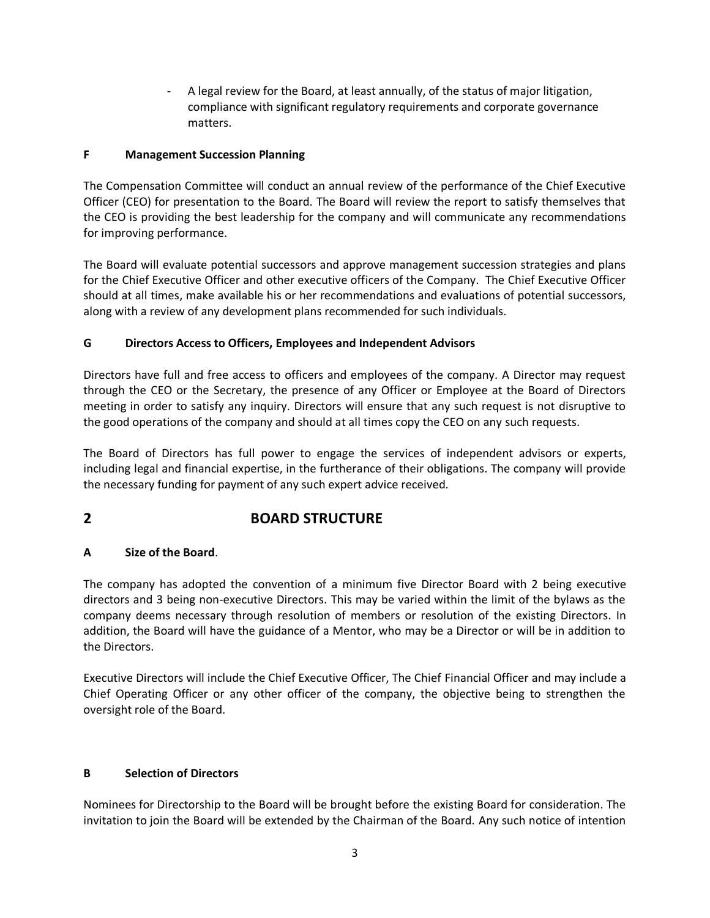- A legal review for the Board, at least annually, of the status of major litigation, compliance with significant regulatory requirements and corporate governance matters.

### F Management Succession Planning

The Compensation Committee will conduct an annual review of the performance of the Chief Executive Officer (CEO) for presentation to the Board. The Board will review the report to satisfy themselves that the CEO is providing the best leadership for the company and will communicate any recommendations for improving performance.

The Board will evaluate potential successors and approve management succession strategies and plans for the Chief Executive Officer and other executive officers of the Company. The Chief Executive Officer should at all times, make available his or her recommendations and evaluations of potential successors, along with a review of any development plans recommended for such individuals.

### G Directors Access to Officers, Employees and Independent Advisors

Directors have full and free access to officers and employees of the company. A Director may request through the CEO or the Secretary, the presence of any Officer or Employee at the Board of Directors meeting in order to satisfy any inquiry. Directors will ensure that any such request is not disruptive to the good operations of the company and should at all times copy the CEO on any such requests.

The Board of Directors has full power to engage the services of independent advisors or experts, including legal and financial expertise, in the furtherance of their obligations. The company will provide the necessary funding for payment of any such expert advice received.

## 2 BOARD STRUCTURE

### A Size of the Board.

The company has adopted the convention of a minimum five Director Board with 2 being executive directors and 3 being non-executive Directors. This may be varied within the limit of the bylaws as the company deems necessary through resolution of members or resolution of the existing Directors. In addition, the Board will have the guidance of a Mentor, who may be a Director or will be in addition to the Directors.

Executive Directors will include the Chief Executive Officer, The Chief Financial Officer and may include a Chief Operating Officer or any other officer of the company, the objective being to strengthen the oversight role of the Board.

### B Selection of Directors

Nominees for Directorship to the Board will be brought before the existing Board for consideration. The invitation to join the Board will be extended by the Chairman of the Board. Any such notice of intention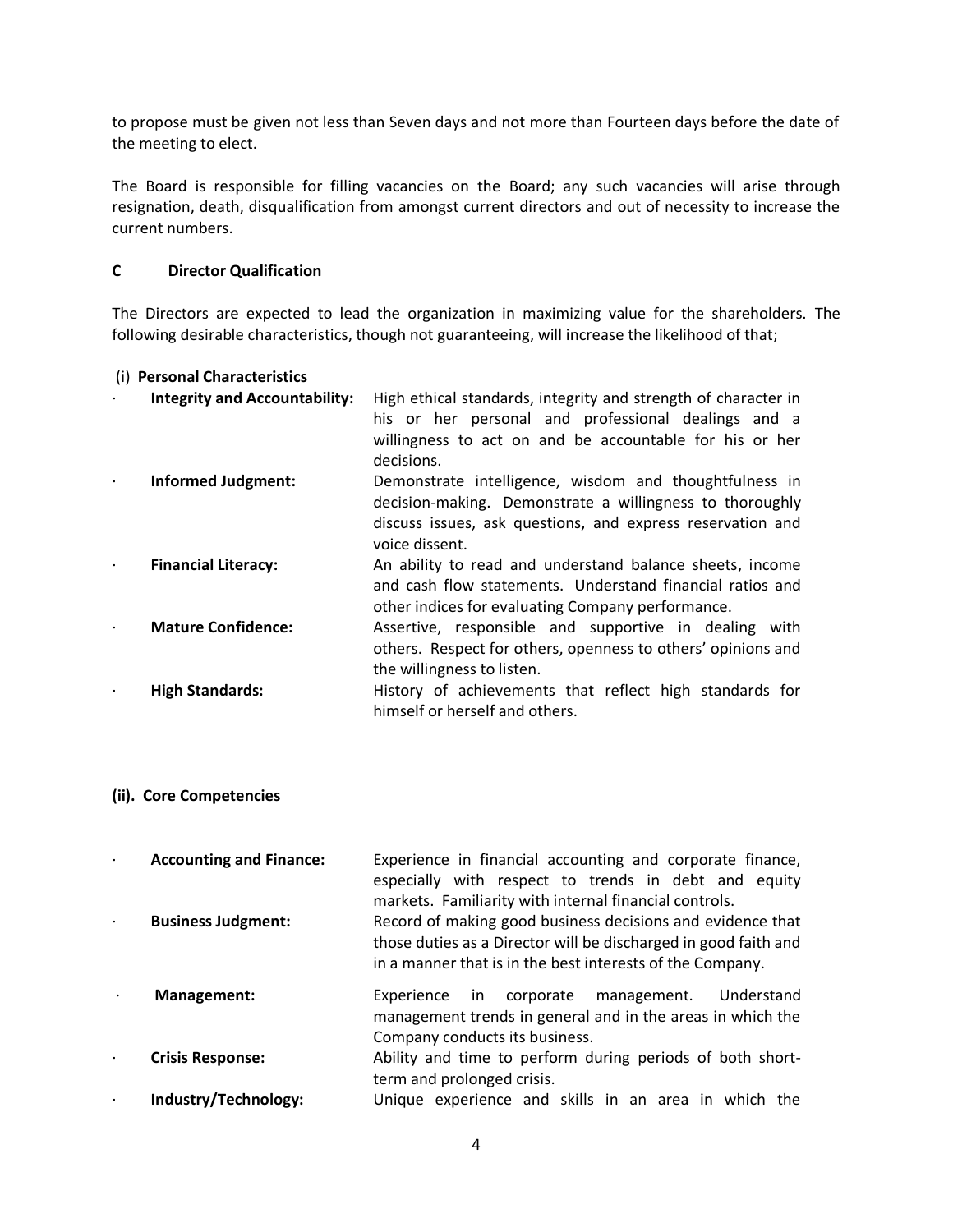to propose must be given not less than Seven days and not more than Fourteen days before the date of the meeting to elect.

The Board is responsible for filling vacancies on the Board; any such vacancies will arise through resignation, death, disqualification from amongst current directors and out of necessity to increase the current numbers.

### C Director Qualification

The Directors are expected to lead the organization in maximizing value for the shareholders. The following desirable characteristics, though not guaranteeing, will increase the likelihood of that;

#### (i) Personal Characteristics

- **Integrity and Accountability:** High ethical standards, integrity and strength of character in his or her personal and professional dealings and a willingness to act on and be accountable for his or her decisions.
- **Informed Judgment:** Demonstrate intelligence, wisdom and thoughtfulness in decision-making. Demonstrate a willingness to thoroughly discuss issues, ask questions, and express reservation and voice dissent.
- **Financial Literacy:** An ability to read and understand balance sheets, income and cash flow statements. Understand financial ratios and other indices for evaluating Company performance.
- **Mature Confidence:** Assertive, responsible and supportive in dealing with others. Respect for others, openness to others' opinions and the willingness to listen.
- **High Standards:** History of achievements that reflect high standards for himself or herself and others.

#### (ii). Core Competencies

- **Accounting and Finance:** Experience in financial accounting and corporate finance, especially with respect to trends in debt and equity markets. Familiarity with internal financial controls.
- **Business Judgment:** Record of making good business decisions and evidence that those duties as a Director will be discharged in good faith and in a manner that is in the best interests of the Company.
- **Management:** Experience in corporate management. Understand management trends in general and in the areas in which the Company conducts its business.
- **Crisis Response:** Ability and time to perform during periods of both short-term and prolonged crisis.
- **Industry/Technology:** Unique experience and skills in an area in which the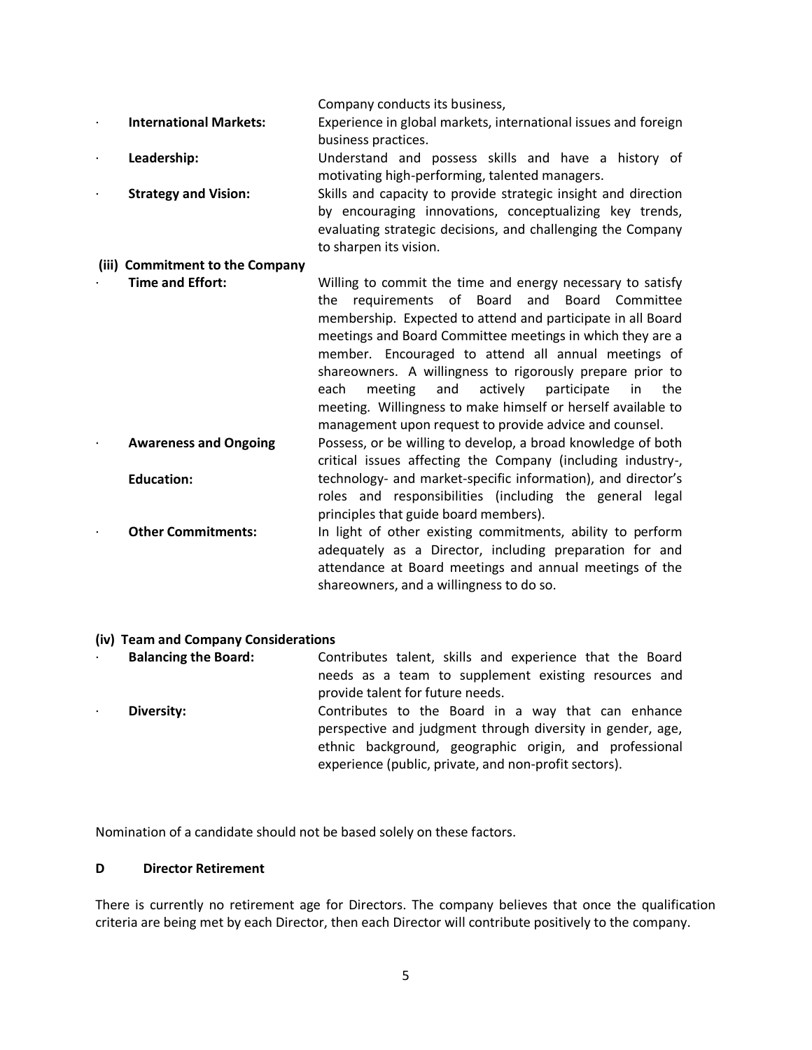Company conducts its business,

- **International Markets:** Experience in global markets, international issues and foreign business practices.
- **Leadership:** Understand and possess skills and have a history of motivating high-performing, talented managers.
- **Strategy and Vision:** Skills and capacity to provide strategic insight and direction by encouraging innovations, conceptualizing key trends, evaluating strategic decisions, and challenging the Company to sharpen its vision.

**(iii) Commitment to the Company**

- **Time and Effort:** Willing to commit the time and energy necessary to satisfy the requirements of Board and Board Committee membership. Expected to attend and participate in all Board meetings and Board Committee meetings in which they are a member. Encouraged to attend all annual meetings of shareowners. A willingness to rigorously prepare prior to each meeting and actively participate in the meeting. Willingness to make himself or herself available to management upon request to provide advice and counsel.
- **Awareness and Ongoing Education:** Possess, or be willing to develop, a broad knowledge of both critical issues affecting the Company (including industry-, technology- and market-specific information), and director's roles and responsibilities (including the general legal principles that guide board members).
- **Other Commitments:** In light of other existing commitments, ability to perform adequately as a Director, including preparation for and attendance at Board meetings and annual meetings of the shareowners, and a willingness to do so.

**(iv) Team and Company Considerations**

- **Balancing the Board:** Contributes talent, skills and experience that the Board needs as a team to supplement existing resources and provide talent for future needs.
- **Diversity:** Contributes to the Board in a way that can enhance perspective and judgment through diversity in gender, age, ethnic background, geographic origin, and professional experience (public, private, and non-profit sectors).

Nomination of a candidate should not be based solely on these factors.

### D Director Retirement

There is currently no retirement age for Directors. The company believes that once the qualification criteria are being met by each Director, then each Director will contribute positively to the company.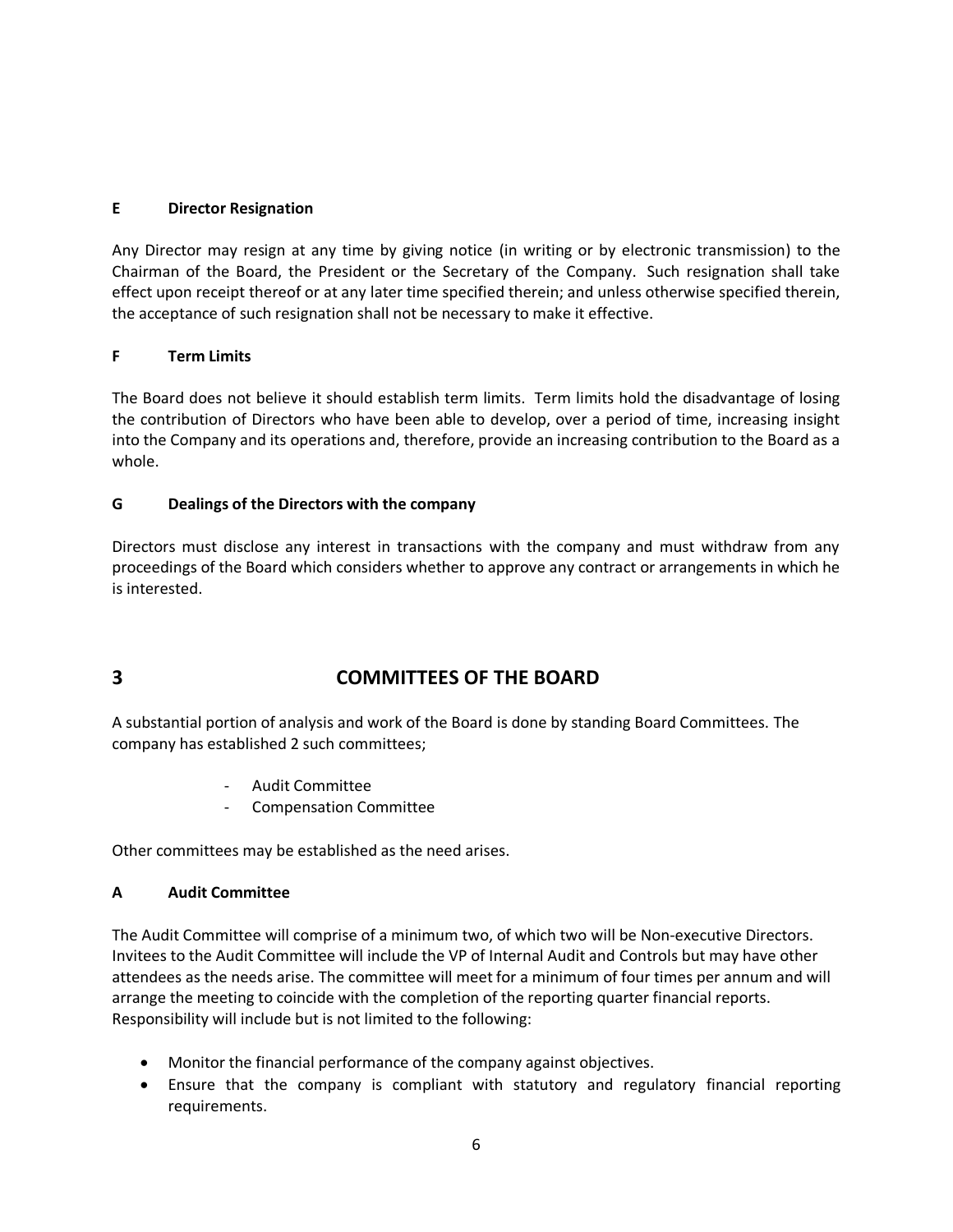### E Director Resignation

Any Director may resign at any time by giving notice (in writing or by electronic transmission) to the Chairman of the Board, the President or the Secretary of the Company. Such resignation shall take effect upon receipt thereof or at any later time specified therein; and unless otherwise specified therein, the acceptance of such resignation shall not be necessary to make it effective.

### F Term Limits

The Board does not believe it should establish term limits. Term limits hold the disadvantage of losing the contribution of Directors who have been able to develop, over a period of time, increasing insight into the Company and its operations and, therefore, provide an increasing contribution to the Board as a whole.

### G Dealings of the Directors with the company

Directors must disclose any interest in transactions with the company and must withdraw from any proceedings of the Board which considers whether to approve any contract or arrangements in which he is interested.

## 3 COMMITTEES OF THE BOARD

A substantial portion of analysis and work of the Board is done by standing Board Committees. The company has established 2 such committees;

- Audit Committee
- Compensation Committee

Other committees may be established as the need arises.

### A Audit Committee

The Audit Committee will comprise of a minimum two, of which two will be Non-executive Directors. Invitees to the Audit Committee will include the VP of Internal Audit and Controls but may have other attendees as the needs arise. The committee will meet for a minimum of four times per annum and will arrange the meeting to coincide with the completion of the reporting quarter financial reports. Responsibility will include but is not limited to the following:

- Monitor the financial performance of the company against objectives.
- Ensure that the company is compliant with statutory and regulatory financial reporting requirements.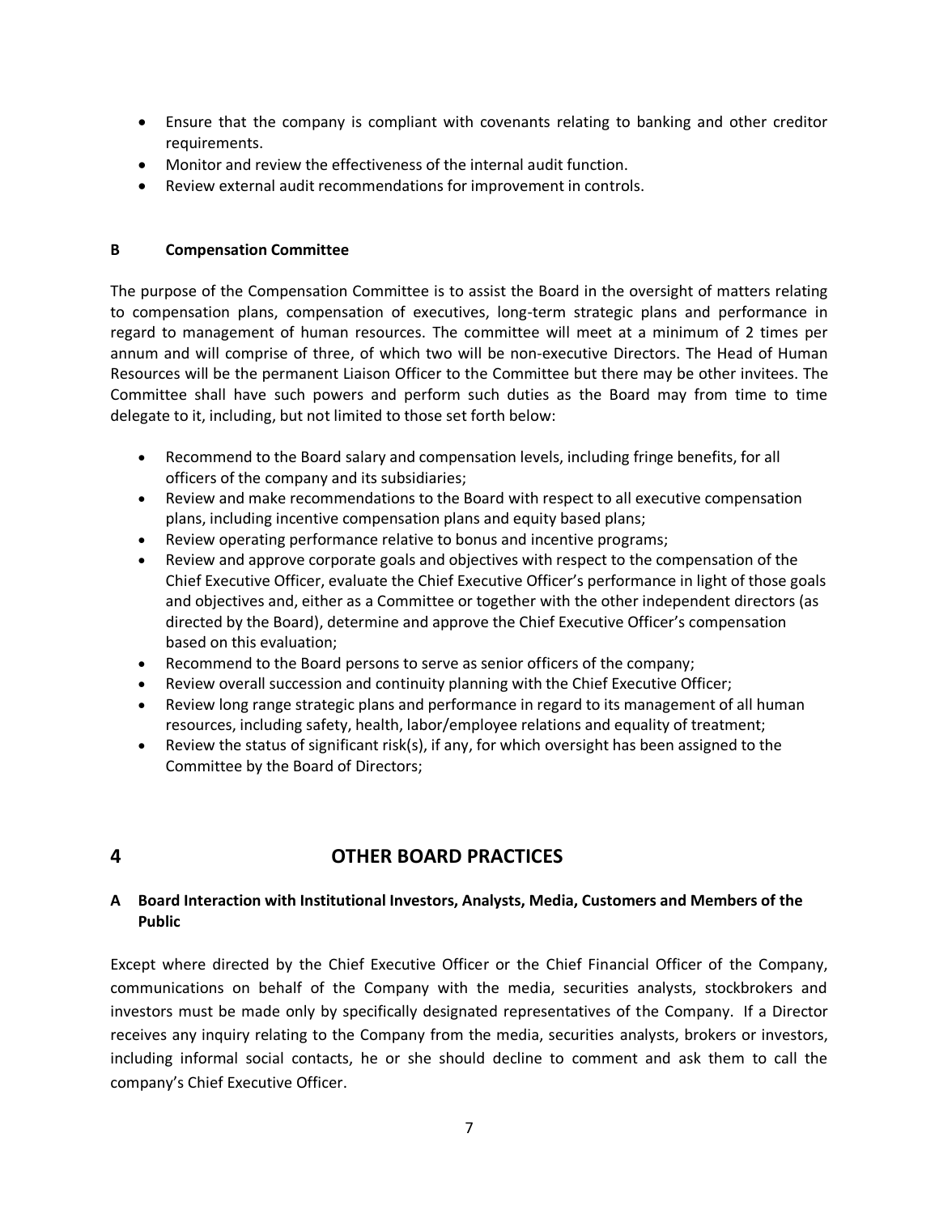- Ensure that the company is compliant with covenants relating to banking and other creditor requirements.
- Monitor and review the effectiveness of the internal audit function.
- Review external audit recommendations for improvement in controls.

### B Compensation Committee

The purpose of the Compensation Committee is to assist the Board in the oversight of matters relating to compensation plans, compensation of executives, long-term strategic plans and performance in regard to management of human resources. The committee will meet at a minimum of 2 times per annum and will comprise of three, of which two will be non-executive Directors. The Head of Human Resources will be the permanent Liaison Officer to the Committee but there may be other invitees. The Committee shall have such powers and perform such duties as the Board may from time to time delegate to it, including, but not limited to those set forth below:

- Recommend to the Board salary and compensation levels, including fringe benefits, for all officers of the company and its subsidiaries;
- Review and make recommendations to the Board with respect to all executive compensation plans, including incentive compensation plans and equity based plans;
- Review operating performance relative to bonus and incentive programs;
- Review and approve corporate goals and objectives with respect to the compensation of the Chief Executive Officer, evaluate the Chief Executive Officer's performance in light of those goals and objectives and, either as a Committee or together with the other independent directors (as directed by the Board), determine and approve the Chief Executive Officer's compensation based on this evaluation;
- Recommend to the Board persons to serve as senior officers of the company;
- Review overall succession and continuity planning with the Chief Executive Officer;
- Review long range strategic plans and performance in regard to its management of all human resources, including safety, health, labor/employee relations and equality of treatment;
- Review the status of significant risk(s), if any, for which oversight has been assigned to the Committee by the Board of Directors;

## 4 OTHER BOARD PRACTICES

### A Board Interaction with Institutional Investors, Analysts, Media, Customers and Members of the Public

Except where directed by the Chief Executive Officer or the Chief Financial Officer of the Company, communications on behalf of the Company with the media, securities analysts, stockbrokers and investors must be made only by specifically designated representatives of the Company. If a Director receives any inquiry relating to the Company from the media, securities analysts, brokers or investors, including informal social contacts, he or she should decline to comment and ask them to call the company's Chief Executive Officer.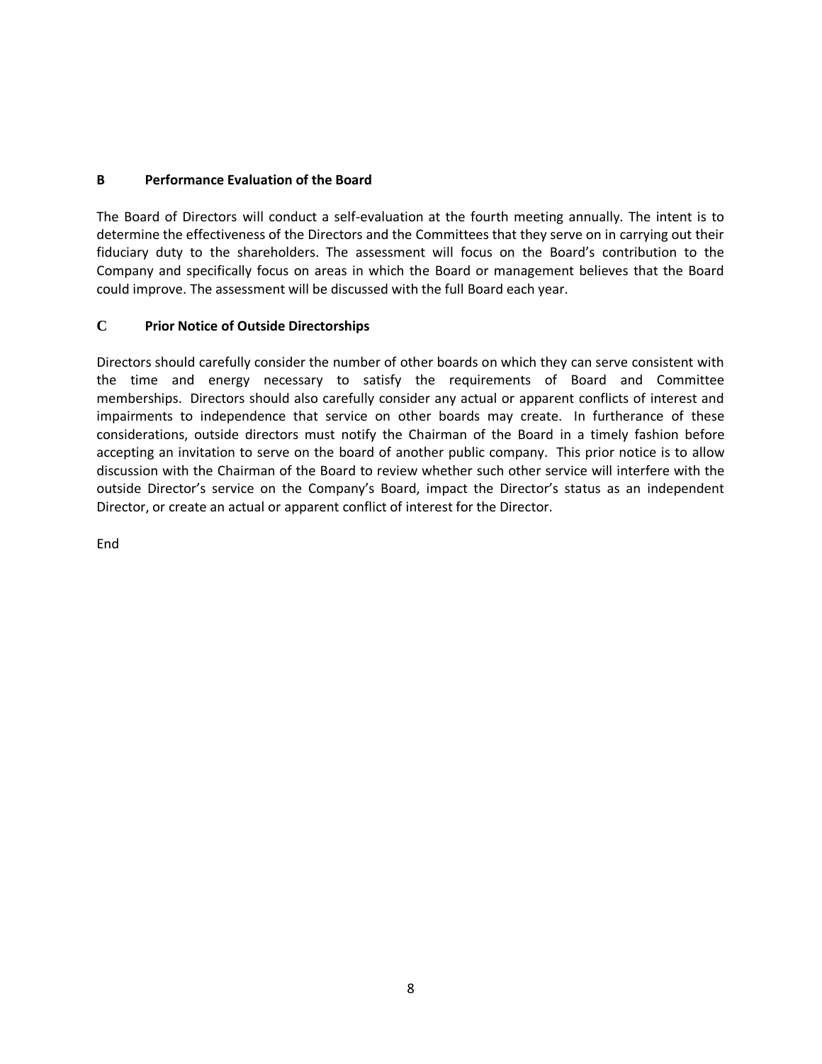### B Performance Evaluation of the Board

The Board of Directors will conduct a self-evaluation at the fourth meeting annually. The intent is to determine the effectiveness of the Directors and the Committees that they serve on in carrying out their fiduciary duty to the shareholders. The assessment will focus on the Board's contribution to the Company and specifically focus on areas in which the Board or management believes that the Board could improve. The assessment will be discussed with the full Board each year.

### C Prior Notice of Outside Directorships

Directors should carefully consider the number of other boards on which they can serve consistent with the time and energy necessary to satisfy the requirements of Board and Committee memberships. Directors should also carefully consider any actual or apparent conflicts of interest and impairments to independence that service on other boards may create. In furtherance of these considerations, outside directors must notify the Chairman of the Board in a timely fashion before accepting an invitation to serve on the board of another public company. This prior notice is to allow discussion with the Chairman of the Board to review whether such other service will interfere with the outside Director's service on the Company's Board, impact the Director's status as an independent Director, or create an actual or apparent conflict of interest for the Director.

End